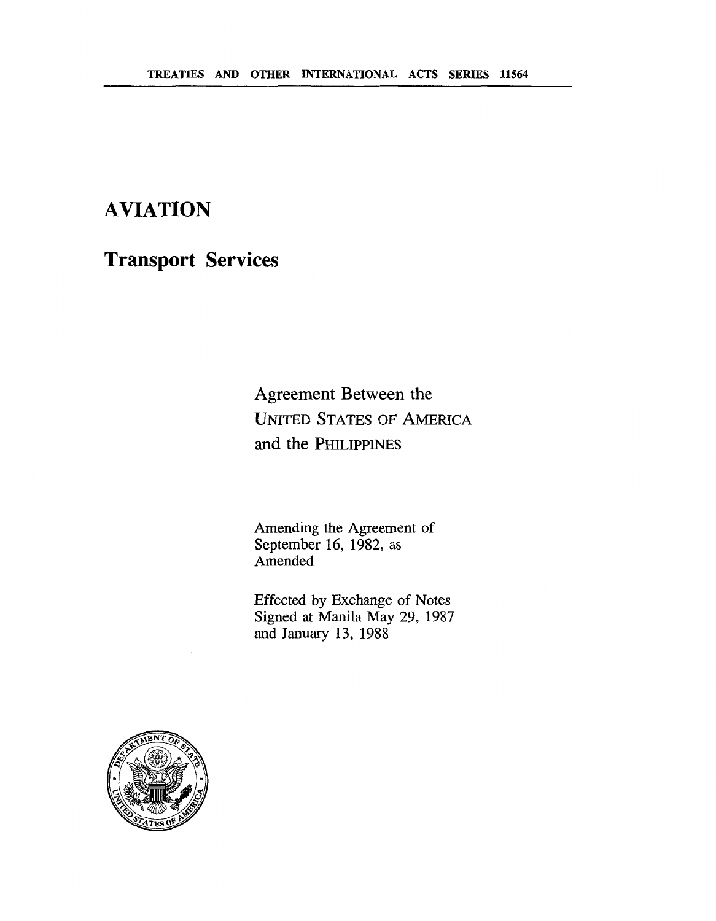TREATIES AND OTHER INTERNATIONAL ACTS SERIES 11564

# AVIATION

## Transport Services

Agreement Between the
UNITED STATES OF AMERICA
and the PHILIPPINES

Amending the Agreement of
September 16, 1982, as
Amended

Effected by Exchange of Notes
Signed at Manila May 29, 1987
and January 13, 1988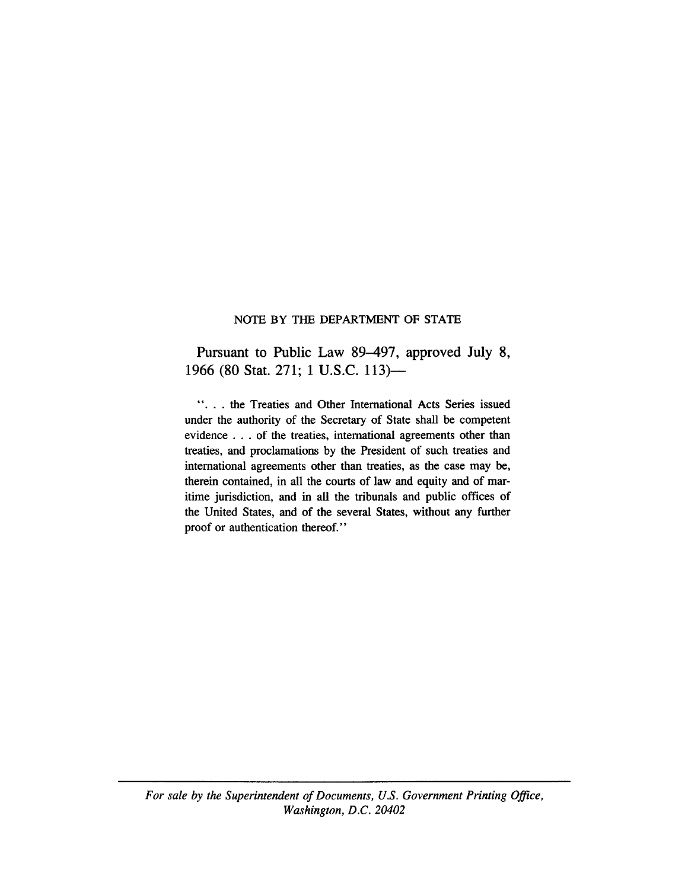NOTE BY THE DEPARTMENT OF STATE

Pursuant to Public Law 89–497, approved July 8, 1966 (80 Stat. 271; 1 U.S.C. 113)—

". . . the Treaties and Other International Acts Series issued under the authority of the Secretary of State shall be competent evidence . . . of the treaties, international agreements other than treaties, and proclamations by the President of such treaties and international agreements other than treaties, as the case may be, therein contained, in all the courts of law and equity and of maritime jurisdiction, and in all the tribunals and public offices of the United States, and of the several States, without any further proof or authentication thereof."

*For sale by the Superintendent of Documents, U.S. Government Printing Office, Washington, D.C. 20402*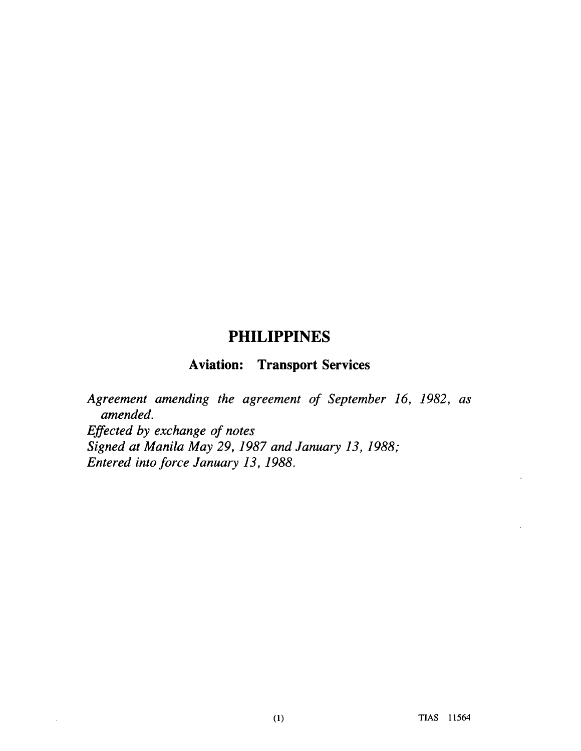# PHILIPPINES

## Aviation: Transport Services

*Agreement amending the agreement of September 16, 1982, as amended.*
*Effected by exchange of notes*
*Signed at Manila May 29, 1987 and January 13, 1988;*
*Entered into force January 13, 1988.*

TIAS 11564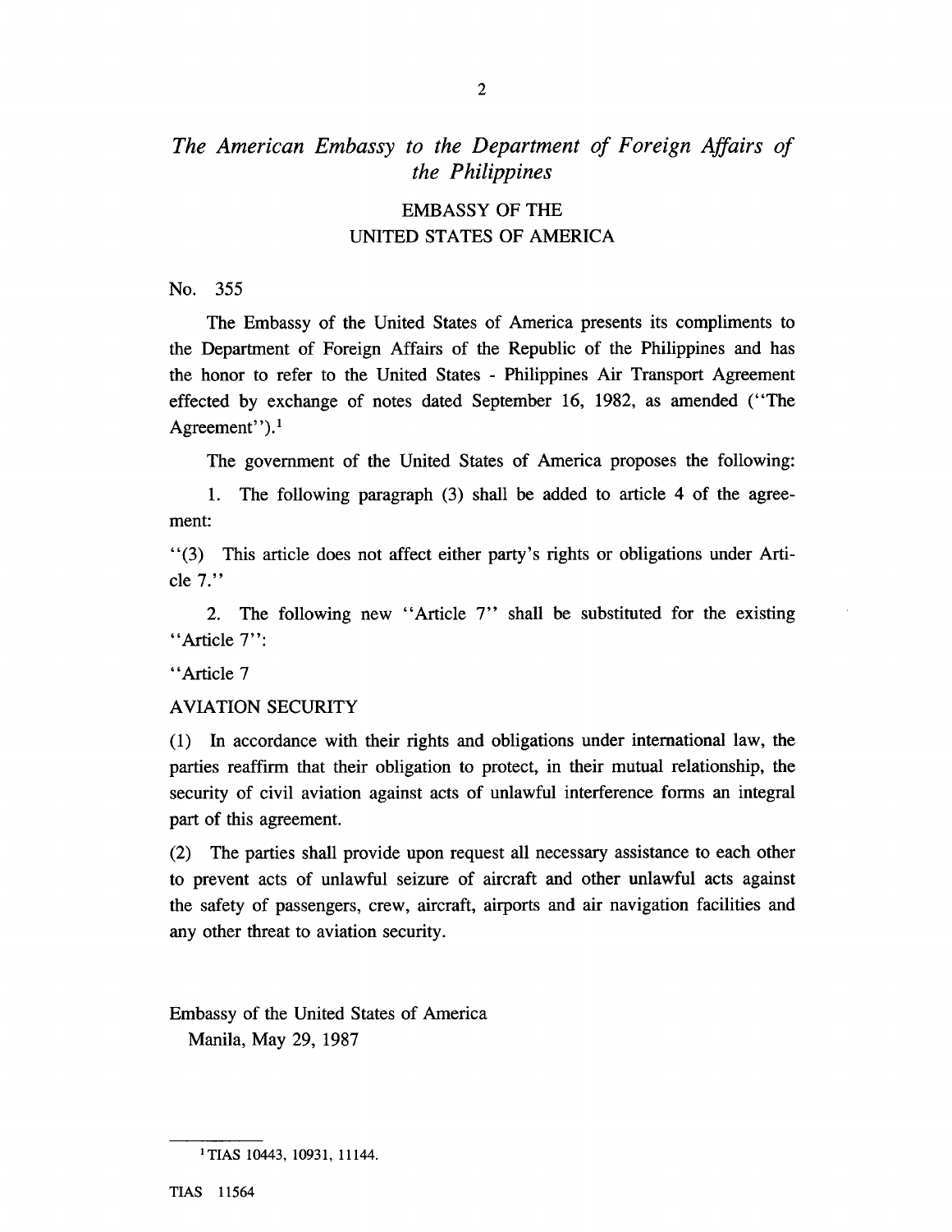*The American Embassy to the Department of Foreign Affairs of the Philippines*

EMBASSY OF THE
UNITED STATES OF AMERICA

No. 355

The Embassy of the United States of America presents its compliments to the Department of Foreign Affairs of the Republic of the Philippines and has the honor to refer to the United States - Philippines Air Transport Agreement effected by exchange of notes dated September 16, 1982, as amended ("The Agreement").[1]

The government of the United States of America proposes the following:

1. The following paragraph (3) shall be added to article 4 of the agreement:

"(3) This article does not affect either party's rights or obligations under Article 7."

2. The following new "Article 7" shall be substituted for the existing "Article 7":

"Article 7

AVIATION SECURITY

(1) In accordance with their rights and obligations under international law, the parties reaffirm that their obligation to protect, in their mutual relationship, the security of civil aviation against acts of unlawful interference forms an integral part of this agreement.

(2) The parties shall provide upon request all necessary assistance to each other to prevent acts of unlawful seizure of aircraft and other unlawful acts against the safety of passengers, crew, aircraft, airports and air navigation facilities and any other threat to aviation security.

Embassy of the United States of America
Manila, May 29, 1987

---

[1] TIAS 10443, 10931, 11144.

TIAS 11564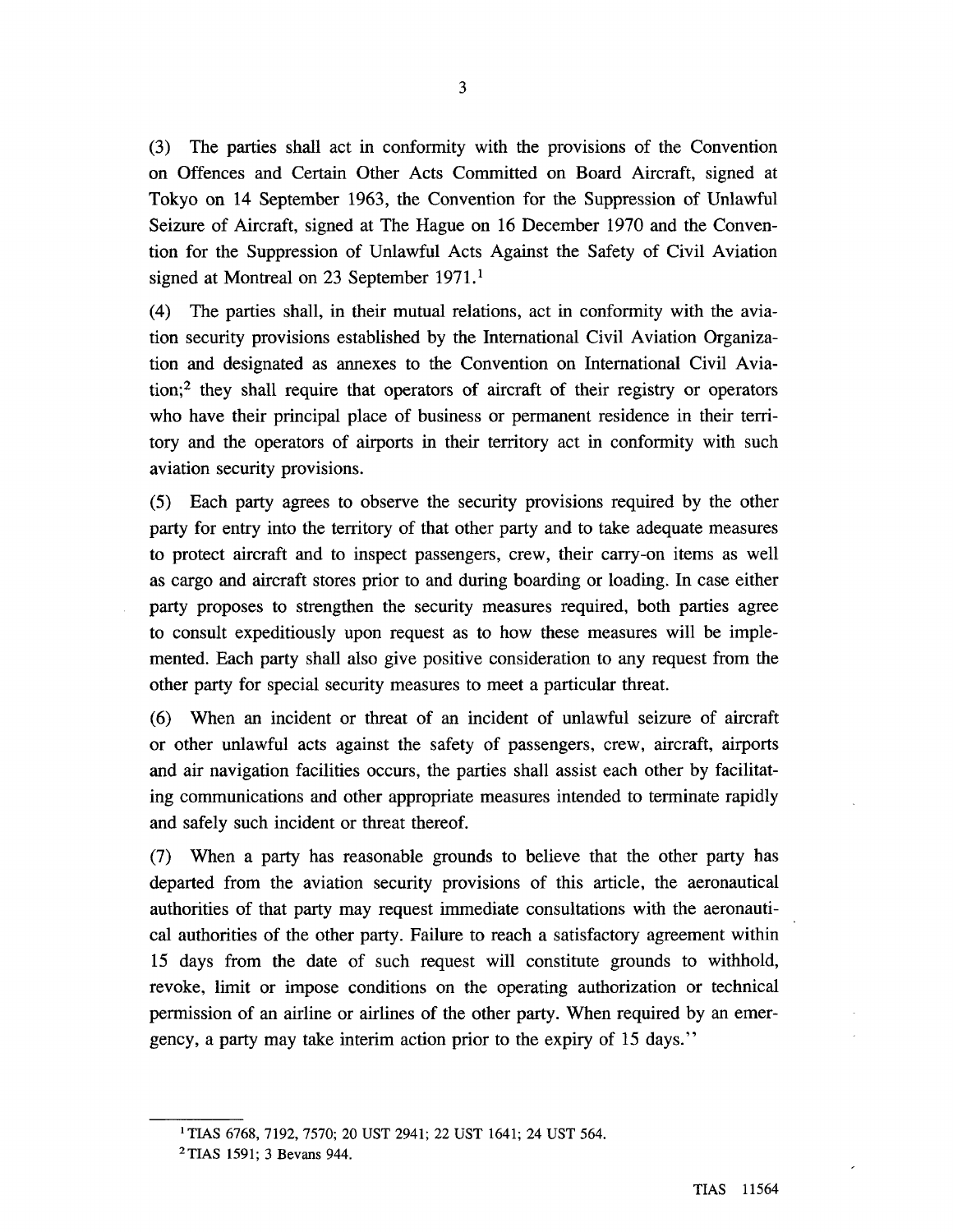(3) The parties shall act in conformity with the provisions of the Convention on Offences and Certain Other Acts Committed on Board Aircraft, signed at Tokyo on 14 September 1963, the Convention for the Suppression of Unlawful Seizure of Aircraft, signed at The Hague on 16 December 1970 and the Convention for the Suppression of Unlawful Acts Against the Safety of Civil Aviation signed at Montreal on 23 September 1971.[1]

(4) The parties shall, in their mutual relations, act in conformity with the aviation security provisions established by the International Civil Aviation Organization and designated as annexes to the Convention on International Civil Aviation;[2] they shall require that operators of aircraft of their registry or operators who have their principal place of business or permanent residence in their territory and the operators of airports in their territory act in conformity with such aviation security provisions.

(5) Each party agrees to observe the security provisions required by the other party for entry into the territory of that other party and to take adequate measures to protect aircraft and to inspect passengers, crew, their carry-on items as well as cargo and aircraft stores prior to and during boarding or loading. In case either party proposes to strengthen the security measures required, both parties agree to consult expeditiously upon request as to how these measures will be implemented. Each party shall also give positive consideration to any request from the other party for special security measures to meet a particular threat.

(6) When an incident or threat of an incident of unlawful seizure of aircraft or other unlawful acts against the safety of passengers, crew, aircraft, airports and air navigation facilities occurs, the parties shall assist each other by facilitating communications and other appropriate measures intended to terminate rapidly and safely such incident or threat thereof.

(7) When a party has reasonable grounds to believe that the other party has departed from the aviation security provisions of this article, the aeronautical authorities of that party may request immediate consultations with the aeronautical authorities of the other party. Failure to reach a satisfactory agreement within 15 days from the date of such request will constitute grounds to withhold, revoke, limit or impose conditions on the operating authorization or technical permission of an airline or airlines of the other party. When required by an emergency, a party may take interim action prior to the expiry of 15 days."

---

[1] TIAS 6768, 7192, 7570; 20 UST 2941; 22 UST 1641; 24 UST 564.

[2] TIAS 1591; 3 Bevans 944.

TIAS 11564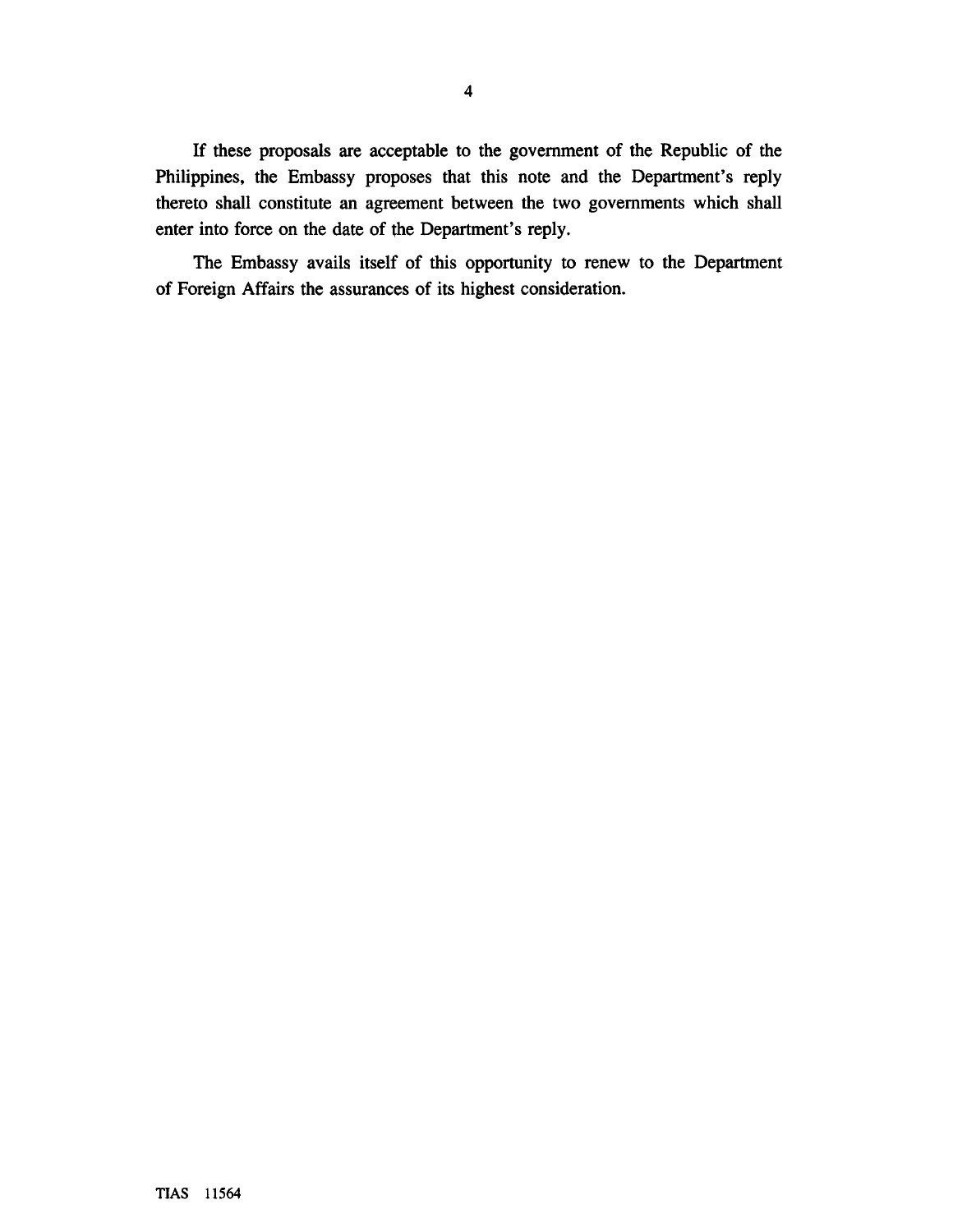If these proposals are acceptable to the government of the Republic of the Philippines, the Embassy proposes that this note and the Department's reply thereto shall constitute an agreement between the two governments which shall enter into force on the date of the Department's reply.

The Embassy avails itself of this opportunity to renew to the Department of Foreign Affairs the assurances of its highest consideration.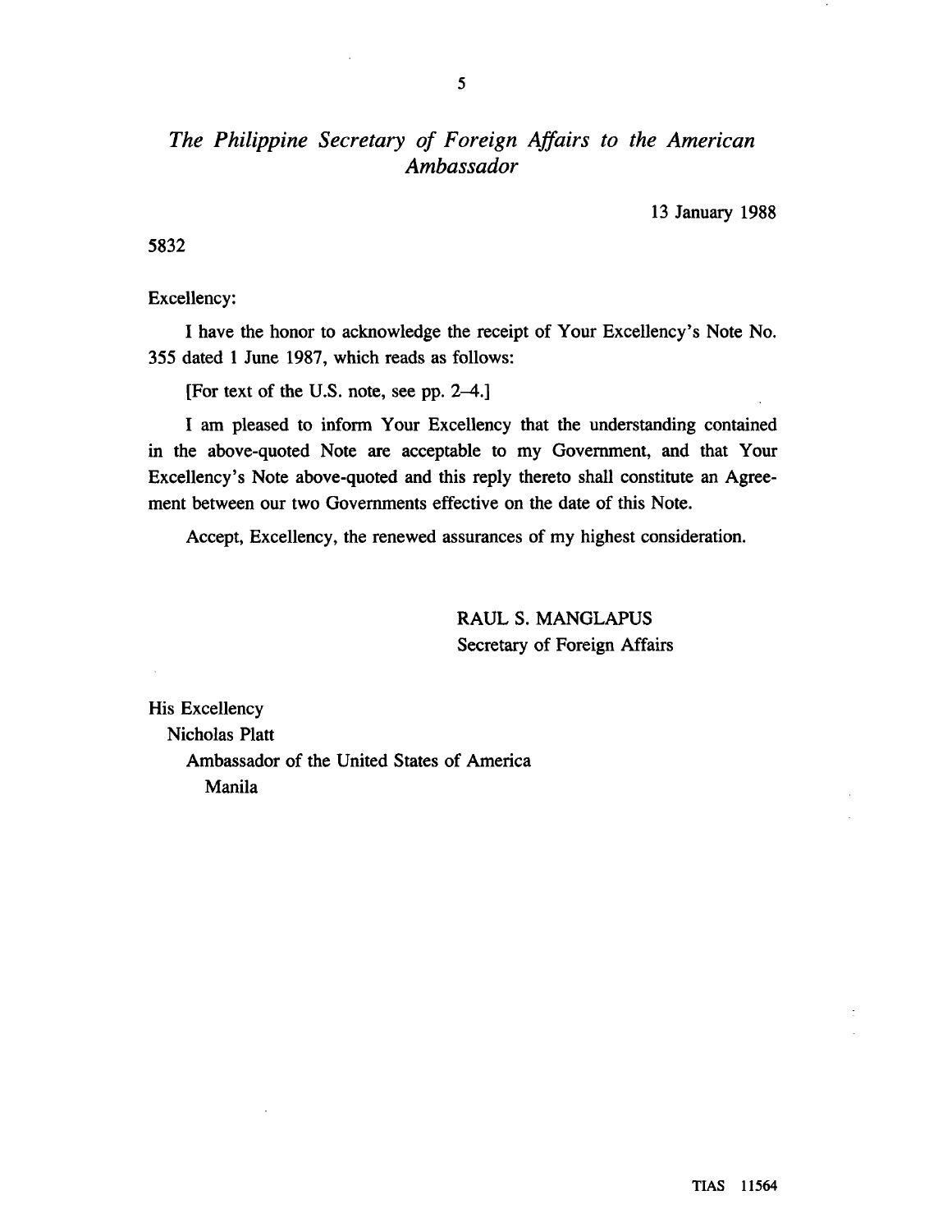*The Philippine Secretary of Foreign Affairs to the American Ambassador*

13 January 1988

5832

Excellency:

I have the honor to acknowledge the receipt of Your Excellency's Note No. 355 dated 1 June 1987, which reads as follows:

[For text of the U.S. note, see pp. 2–4.]

I am pleased to inform Your Excellency that the understanding contained in the above-quoted Note are acceptable to my Government, and that Your Excellency's Note above-quoted and this reply thereto shall constitute an Agreement between our two Governments effective on the date of this Note.

Accept, Excellency, the renewed assurances of my highest consideration.

RAUL S. MANGLAPUS
Secretary of Foreign Affairs

His Excellency
Nicholas Platt
Ambassador of the United States of America
Manila